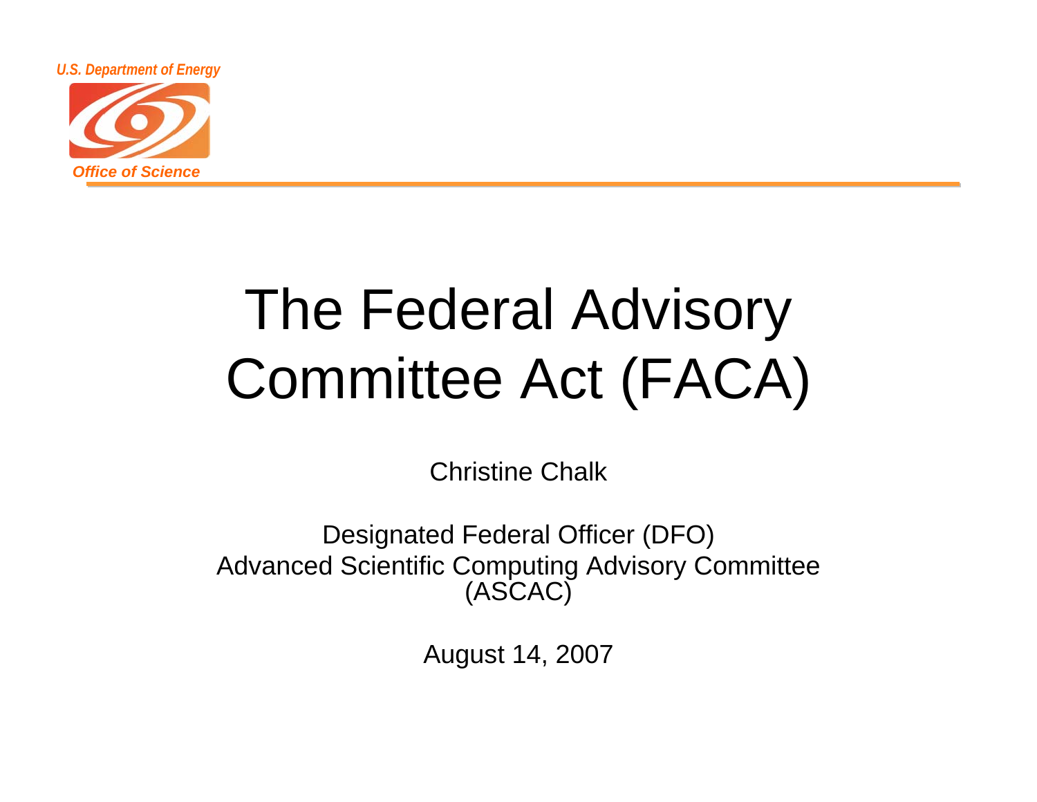*U.S. Department of Energy*

*Office of Science*

# The Federal Advisory Committee Act (FACA)

Christine Chalk

Designated Federal Officer (DFO)
Advanced Scientific Computing Advisory Committee (ASCAC)

August 14, 2007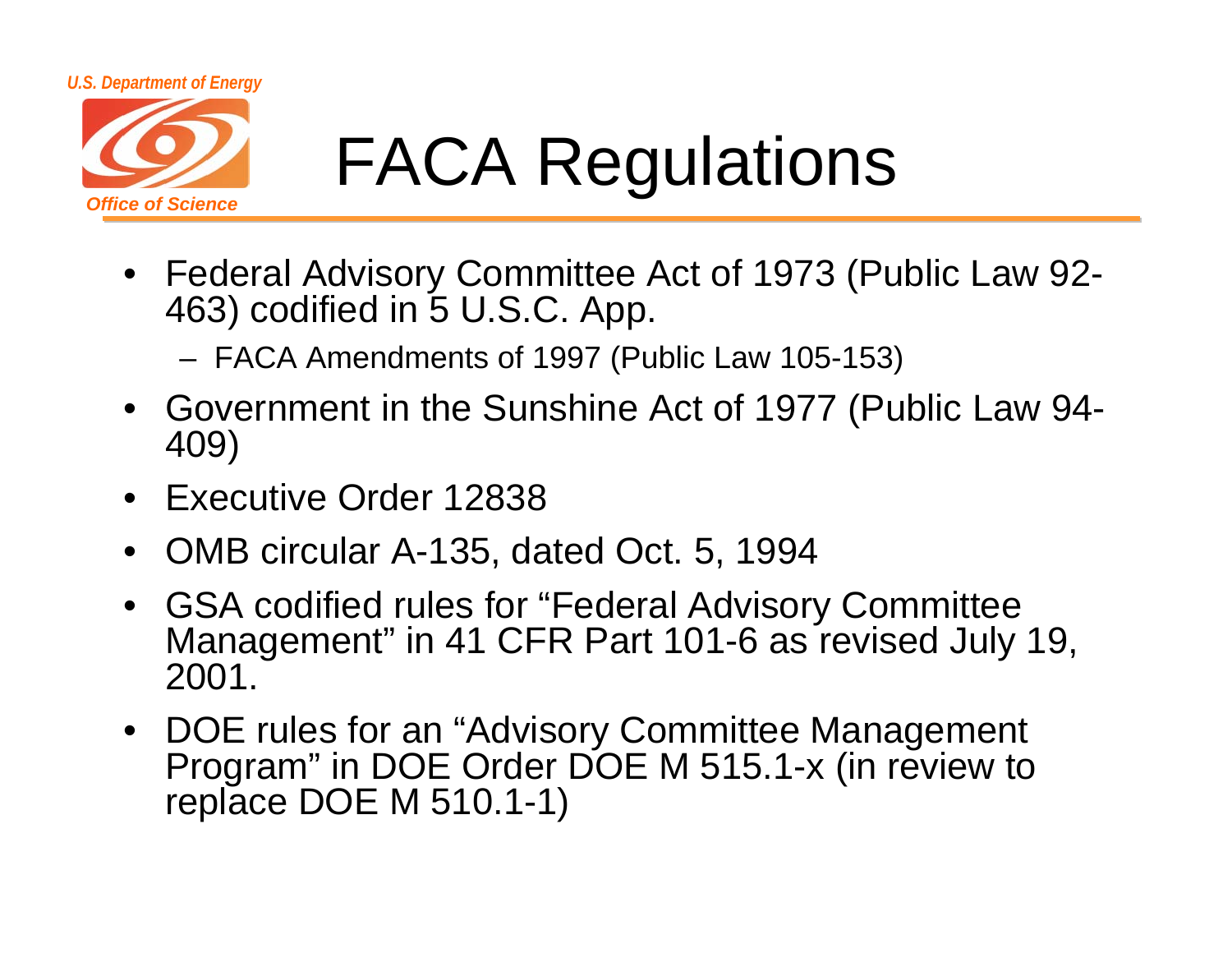# FACA Regulations

- Federal Advisory Committee Act of 1973 (Public Law 92-463) codified in 5 U.S.C. App.
  - FACA Amendments of 1997 (Public Law 105-153)
- Government in the Sunshine Act of 1977 (Public Law 94-409)
- Executive Order 12838
- OMB circular A-135, dated Oct. 5, 1994
- GSA codified rules for "Federal Advisory Committee Management" in 41 CFR Part 101-6 as revised July 19, 2001.
- DOE rules for an "Advisory Committee Management Program" in DOE Order DOE M 515.1-x (in review to replace DOE M 510.1-1)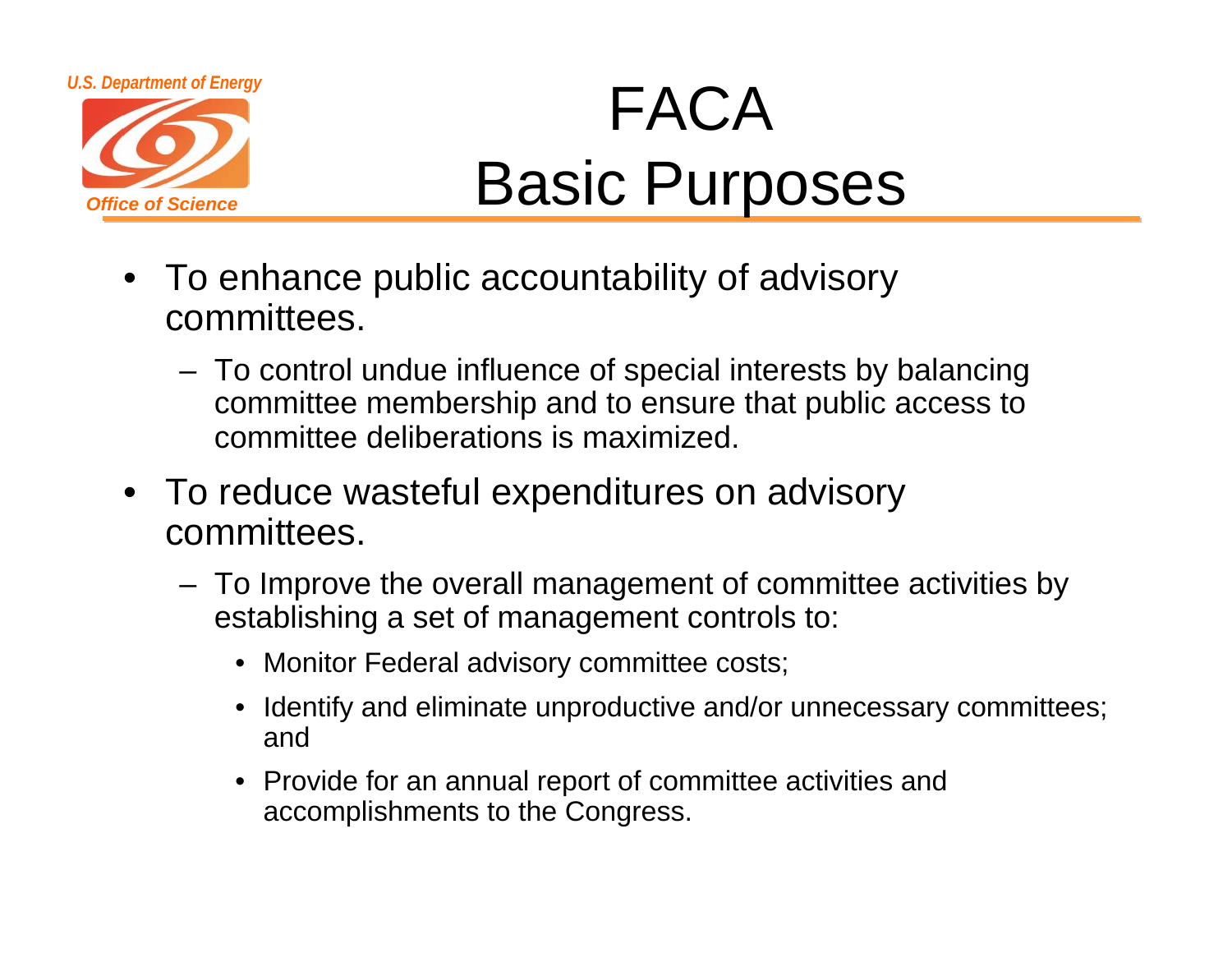# FACA Basic Purposes

- To enhance public accountability of advisory committees.
  - To control undue influence of special interests by balancing committee membership and to ensure that public access to committee deliberations is maximized.
- To reduce wasteful expenditures on advisory committees.
  - To Improve the overall management of committee activities by establishing a set of management controls to:
    - Monitor Federal advisory committee costs;
    - Identify and eliminate unproductive and/or unnecessary committees; and
    - Provide for an annual report of committee activities and accomplishments to the Congress.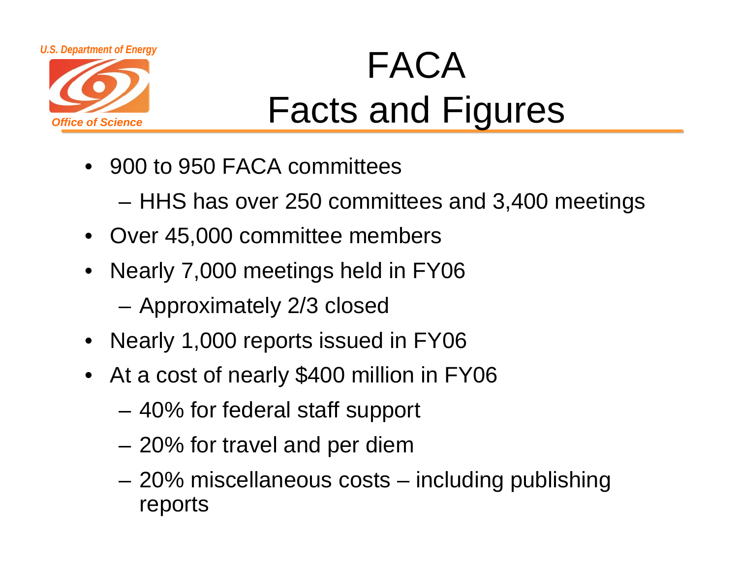# FACA Facts and Figures

- 900 to 950 FACA committees
  - HHS has over 250 committees and 3,400 meetings
- Over 45,000 committee members
- Nearly 7,000 meetings held in FY06
  - Approximately 2/3 closed
- Nearly 1,000 reports issued in FY06
- At a cost of nearly $400 million in FY06
  - 40% for federal staff support
  - 20% for travel and per diem
  - 20% miscellaneous costs – including publishing reports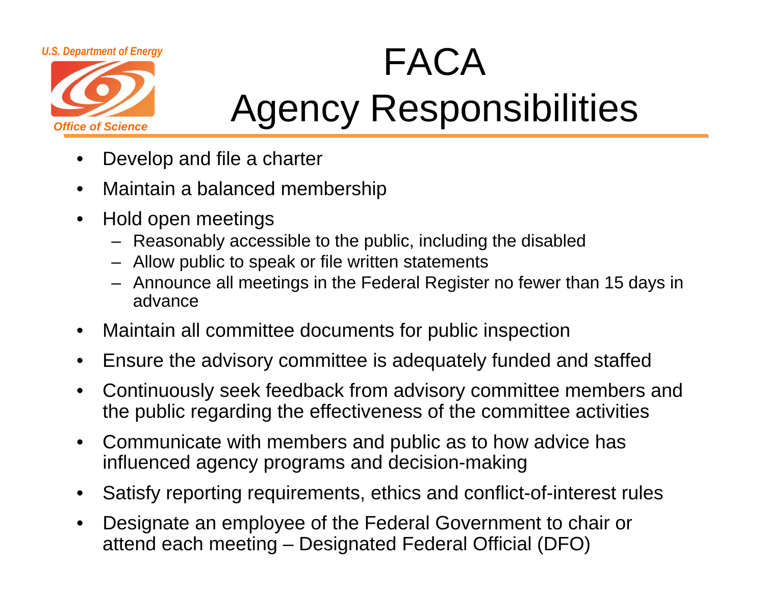# FACA Agency Responsibilities

- Develop and file a charter
- Maintain a balanced membership
- Hold open meetings
  - Reasonably accessible to the public, including the disabled
  - Allow public to speak or file written statements
  - Announce all meetings in the Federal Register no fewer than 15 days in advance
- Maintain all committee documents for public inspection
- Ensure the advisory committee is adequately funded and staffed
- Continuously seek feedback from advisory committee members and the public regarding the effectiveness of the committee activities
- Communicate with members and public as to how advice has influenced agency programs and decision-making
- Satisfy reporting requirements, ethics and conflict-of-interest rules
- Designate an employee of the Federal Government to chair or attend each meeting – Designated Federal Official (DFO)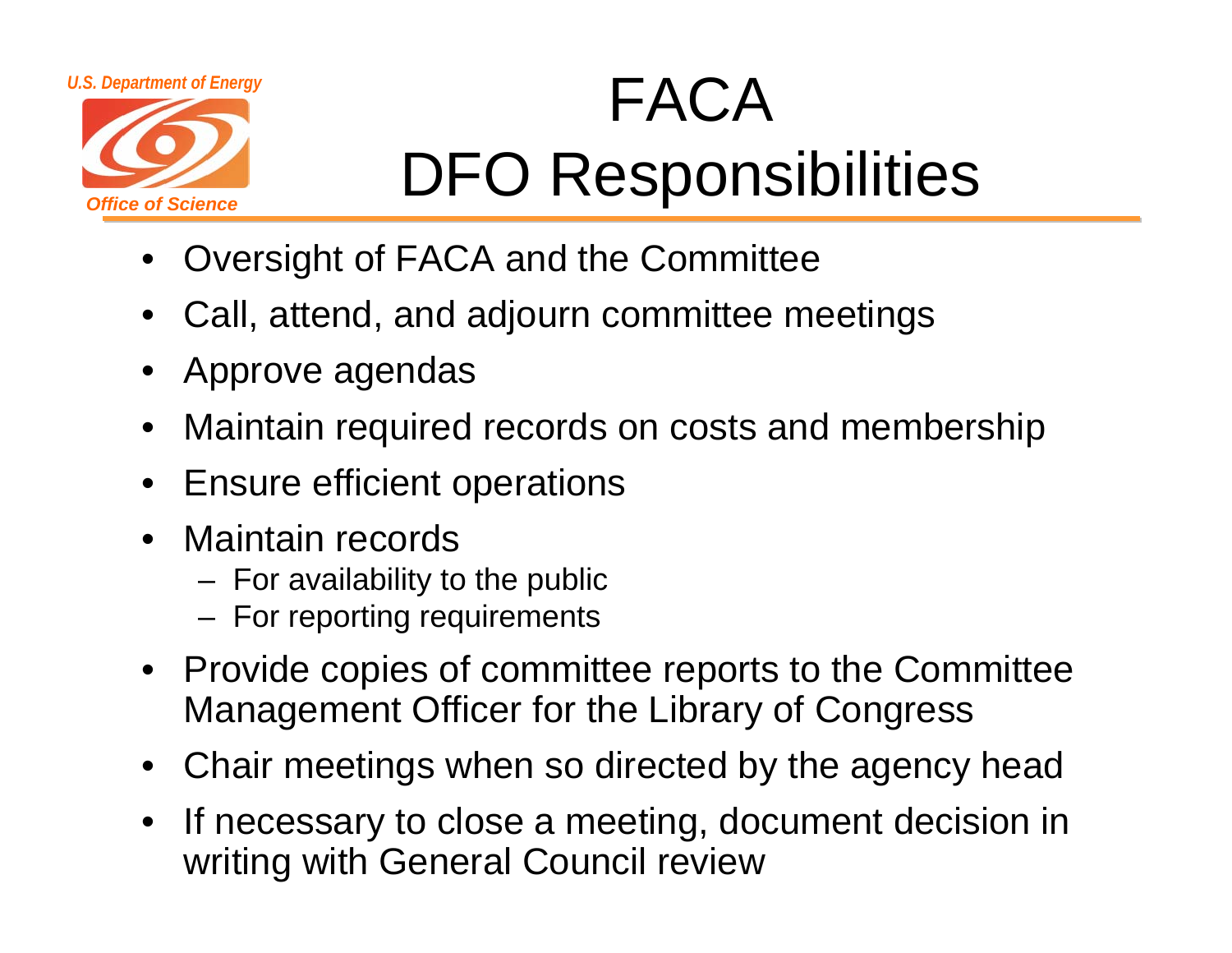# FACA DFO Responsibilities

- Oversight of FACA and the Committee
- Call, attend, and adjourn committee meetings
- Approve agendas
- Maintain required records on costs and membership
- Ensure efficient operations
- Maintain records
  - For availability to the public
  - For reporting requirements
- Provide copies of committee reports to the Committee Management Officer for the Library of Congress
- Chair meetings when so directed by the agency head
- If necessary to close a meeting, document decision in writing with General Council review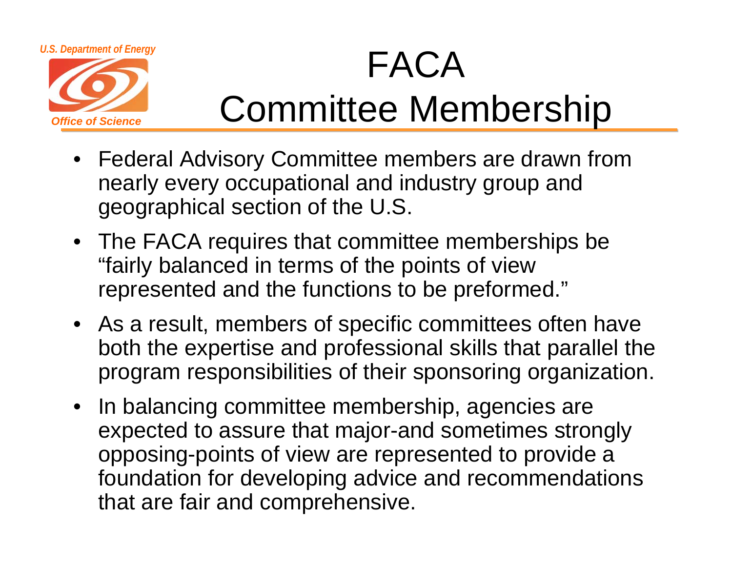# FACA Committee Membership

- Federal Advisory Committee members are drawn from nearly every occupational and industry group and geographical section of the U.S.
- The FACA requires that committee memberships be "fairly balanced in terms of the points of view represented and the functions to be preformed."
- As a result, members of specific committees often have both the expertise and professional skills that parallel the program responsibilities of their sponsoring organization.
- In balancing committee membership, agencies are expected to assure that major-and sometimes strongly opposing-points of view are represented to provide a foundation for developing advice and recommendations that are fair and comprehensive.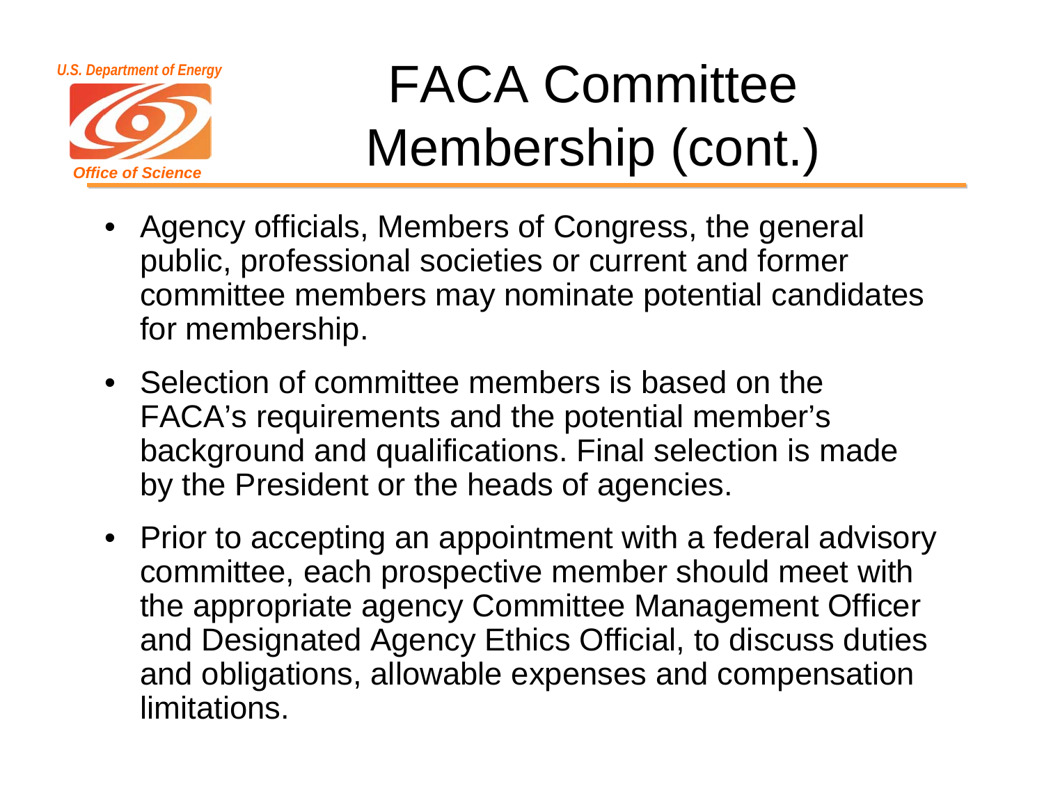# FACA Committee Membership (cont.)

- Agency officials, Members of Congress, the general public, professional societies or current and former committee members may nominate potential candidates for membership.
- Selection of committee members is based on the FACA's requirements and the potential member's background and qualifications. Final selection is made by the President or the heads of agencies.
- Prior to accepting an appointment with a federal advisory committee, each prospective member should meet with the appropriate agency Committee Management Officer and Designated Agency Ethics Official, to discuss duties and obligations, allowable expenses and compensation limitations.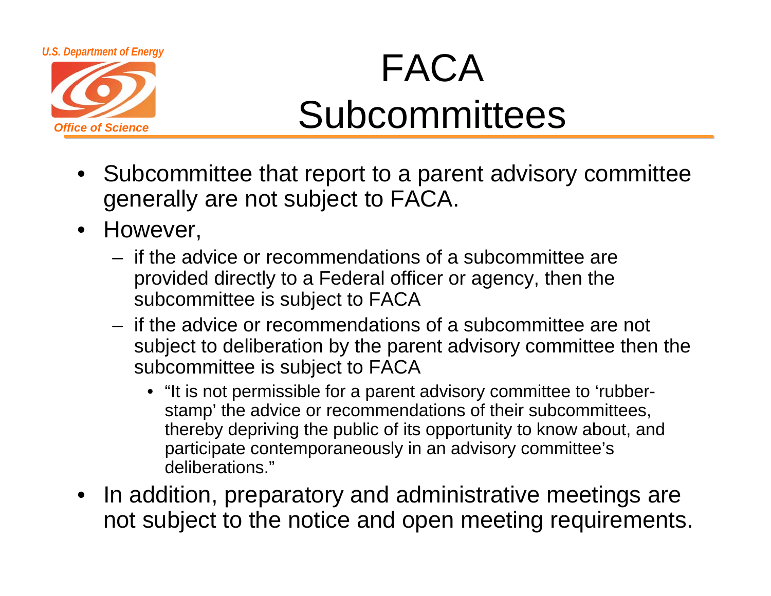# FACA Subcommittees

- Subcommittee that report to a parent advisory committee generally are not subject to FACA.
- However,
  - if the advice or recommendations of a subcommittee are provided directly to a Federal officer or agency, then the subcommittee is subject to FACA
  - if the advice or recommendations of a subcommittee are not subject to deliberation by the parent advisory committee then the subcommittee is subject to FACA
    - "It is not permissible for a parent advisory committee to 'rubber-stamp' the advice or recommendations of their subcommittees, thereby depriving the public of its opportunity to know about, and participate contemporaneously in an advisory committee's deliberations."
- In addition, preparatory and administrative meetings are not subject to the notice and open meeting requirements.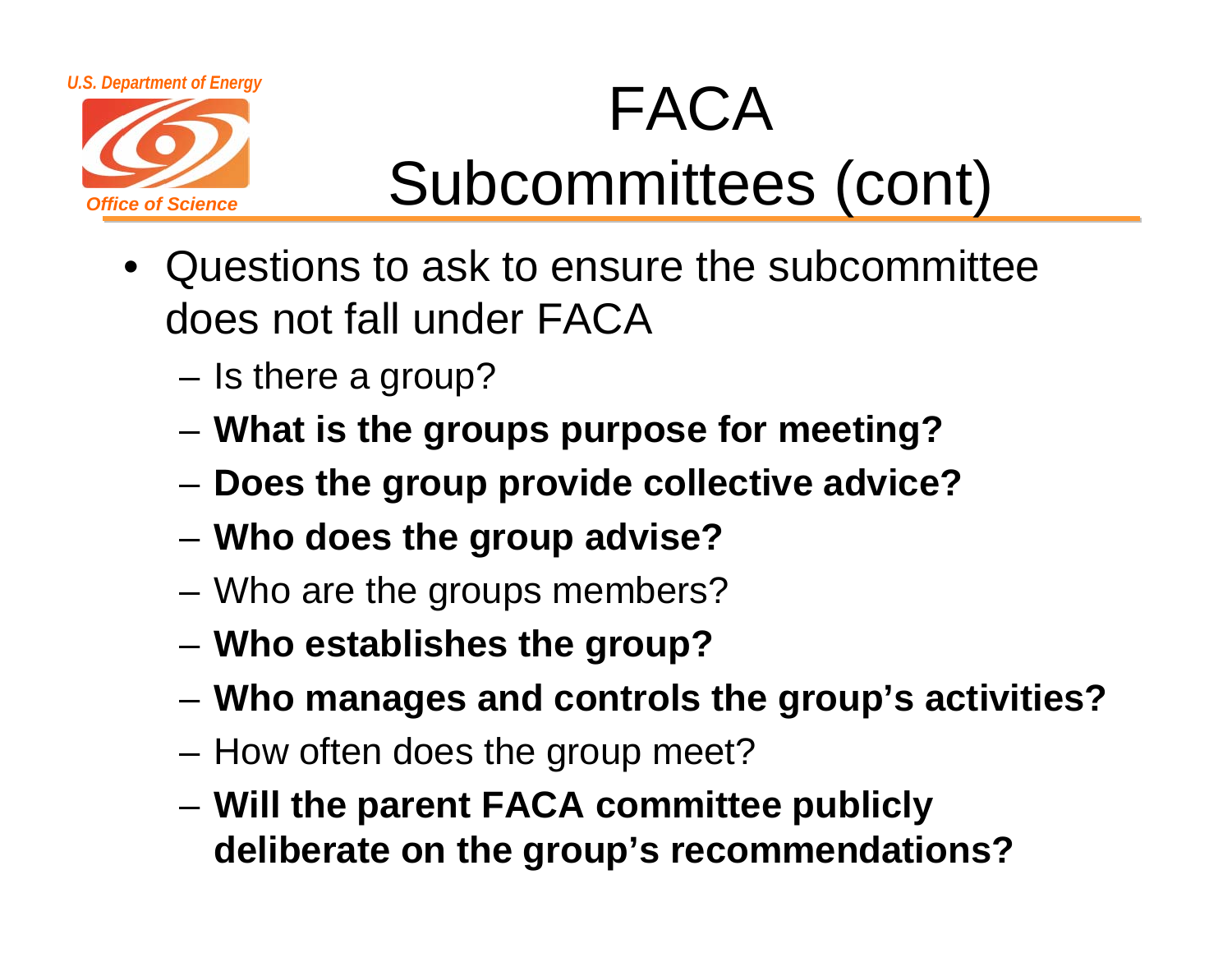# FACA Subcommittees (cont)

- Questions to ask to ensure the subcommittee does not fall under FACA
  - Is there a group?
  - **What is the groups purpose for meeting?**
  - **Does the group provide collective advice?**
  - **Who does the group advise?**
  - Who are the groups members?
  - **Who establishes the group?**
  - **Who manages and controls the group's activities?**
  - How often does the group meet?
  - **Will the parent FACA committee publicly deliberate on the group's recommendations?**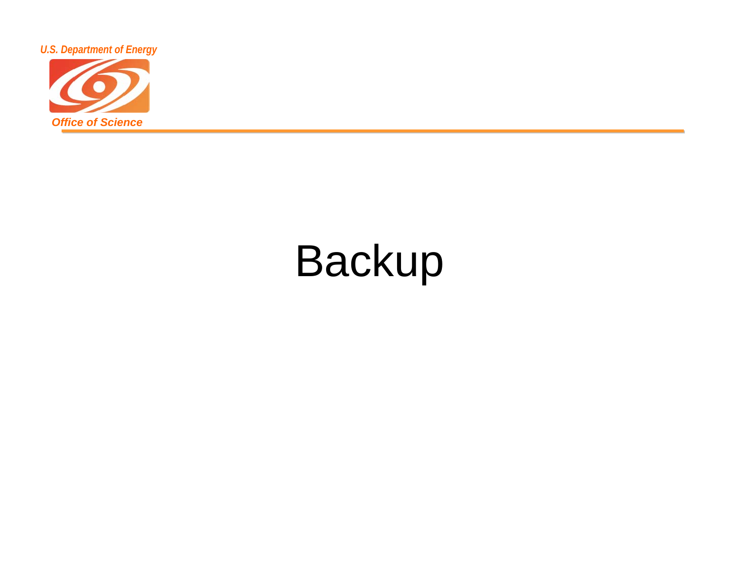# Backup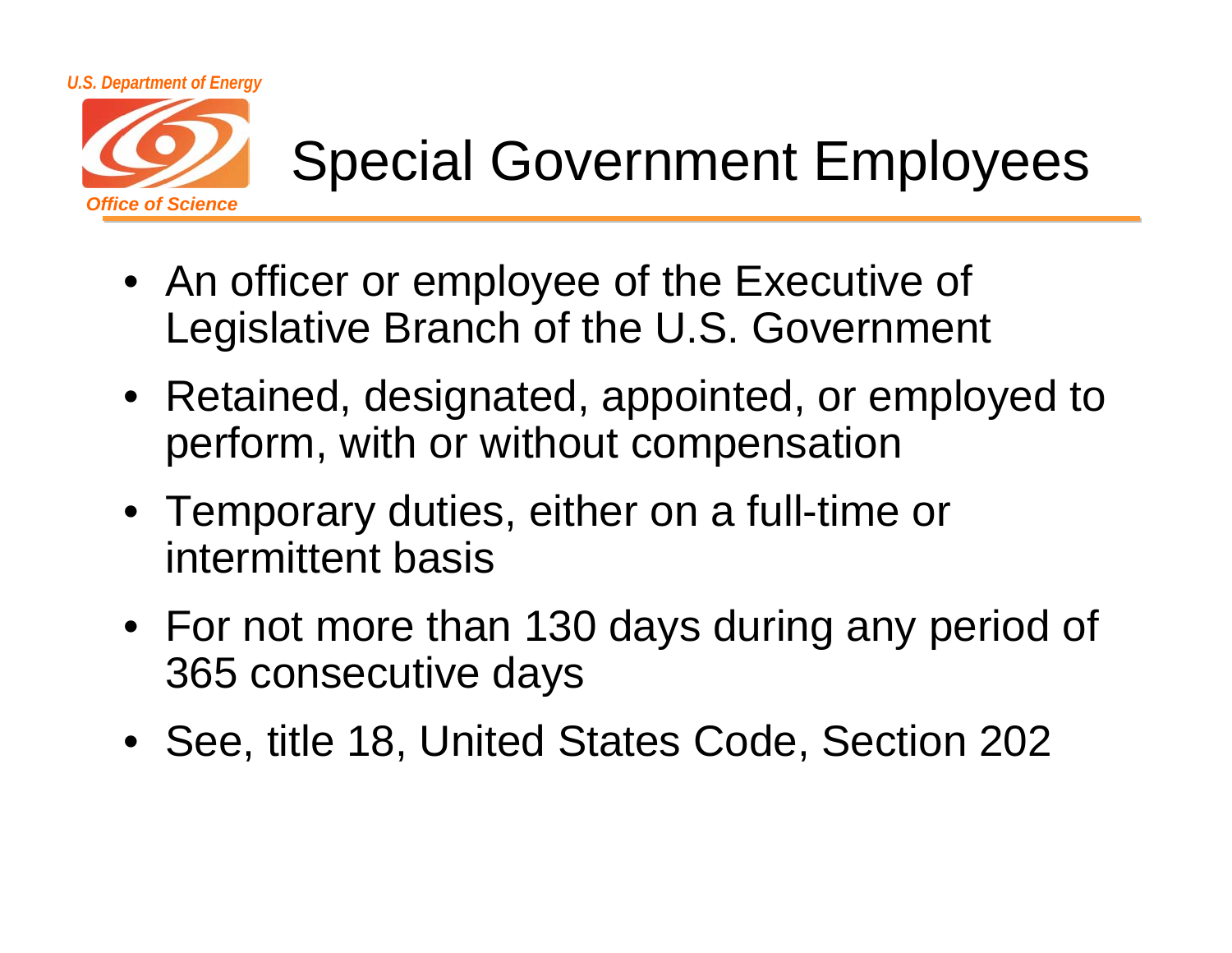# Special Government Employees

- An officer or employee of the Executive of Legislative Branch of the U.S. Government
- Retained, designated, appointed, or employed to perform, with or without compensation
- Temporary duties, either on a full-time or intermittent basis
- For not more than 130 days during any period of 365 consecutive days
- See, title 18, United States Code, Section 202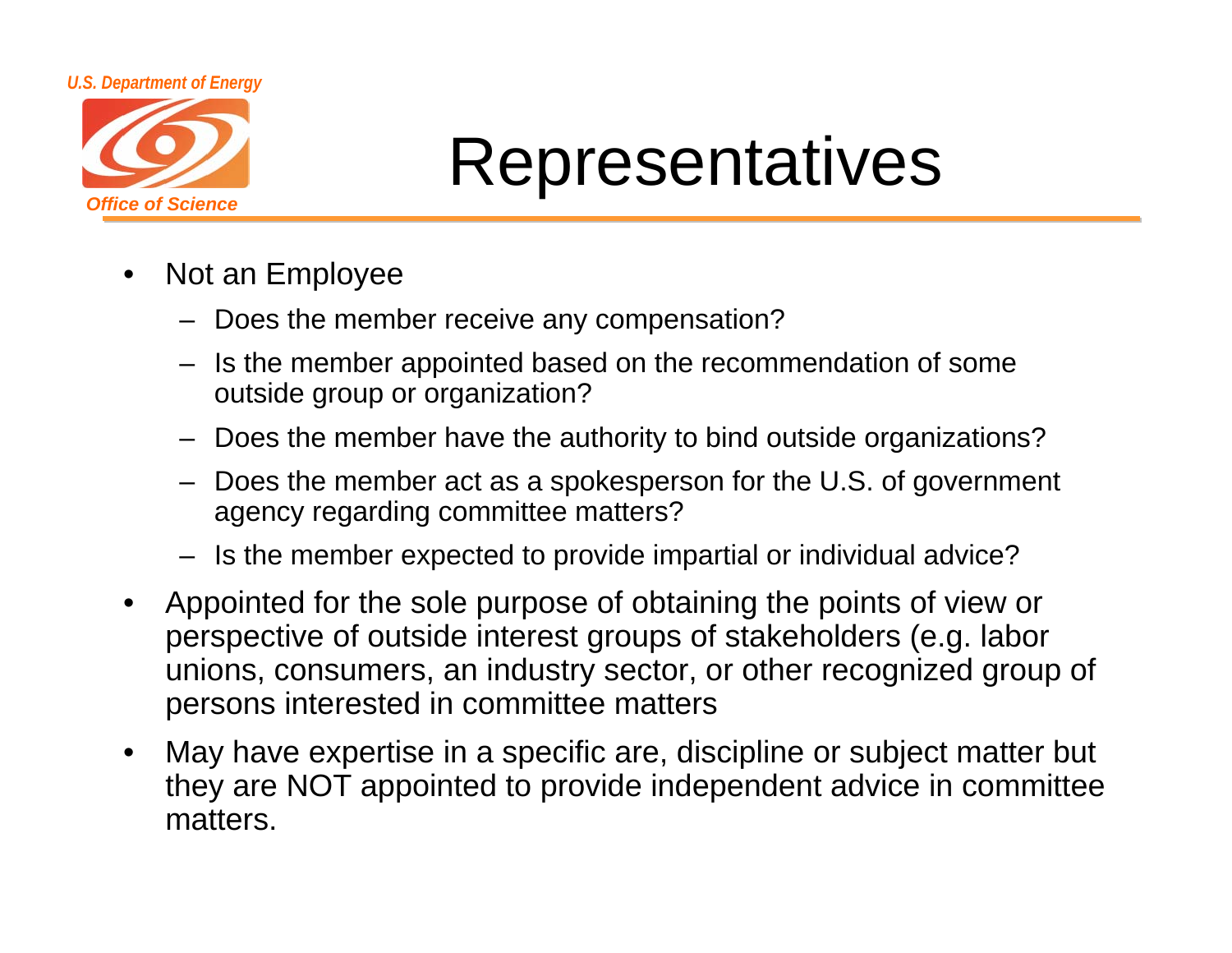# Representatives

- Not an Employee
  - Does the member receive any compensation?
  - Is the member appointed based on the recommendation of some outside group or organization?
  - Does the member have the authority to bind outside organizations?
  - Does the member act as a spokesperson for the U.S. of government agency regarding committee matters?
  - Is the member expected to provide impartial or individual advice?
- Appointed for the sole purpose of obtaining the points of view or perspective of outside interest groups of stakeholders (e.g. labor unions, consumers, an industry sector, or other recognized group of persons interested in committee matters
- May have expertise in a specific are, discipline or subject matter but they are NOT appointed to provide independent advice in committee matters.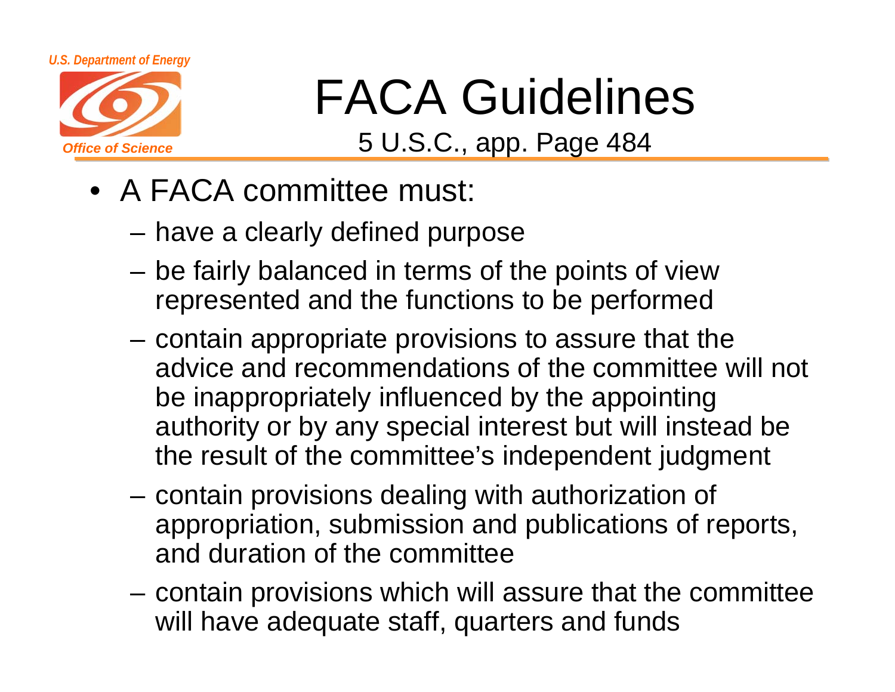# FACA Guidelines

5 U.S.C., app. Page 484

- A FACA committee must:
  - have a clearly defined purpose
  - be fairly balanced in terms of the points of view represented and the functions to be performed
  - contain appropriate provisions to assure that the advice and recommendations of the committee will not be inappropriately influenced by the appointing authority or by any special interest but will instead be the result of the committee's independent judgment
  - contain provisions dealing with authorization of appropriation, submission and publications of reports, and duration of the committee
  - contain provisions which will assure that the committee will have adequate staff, quarters and funds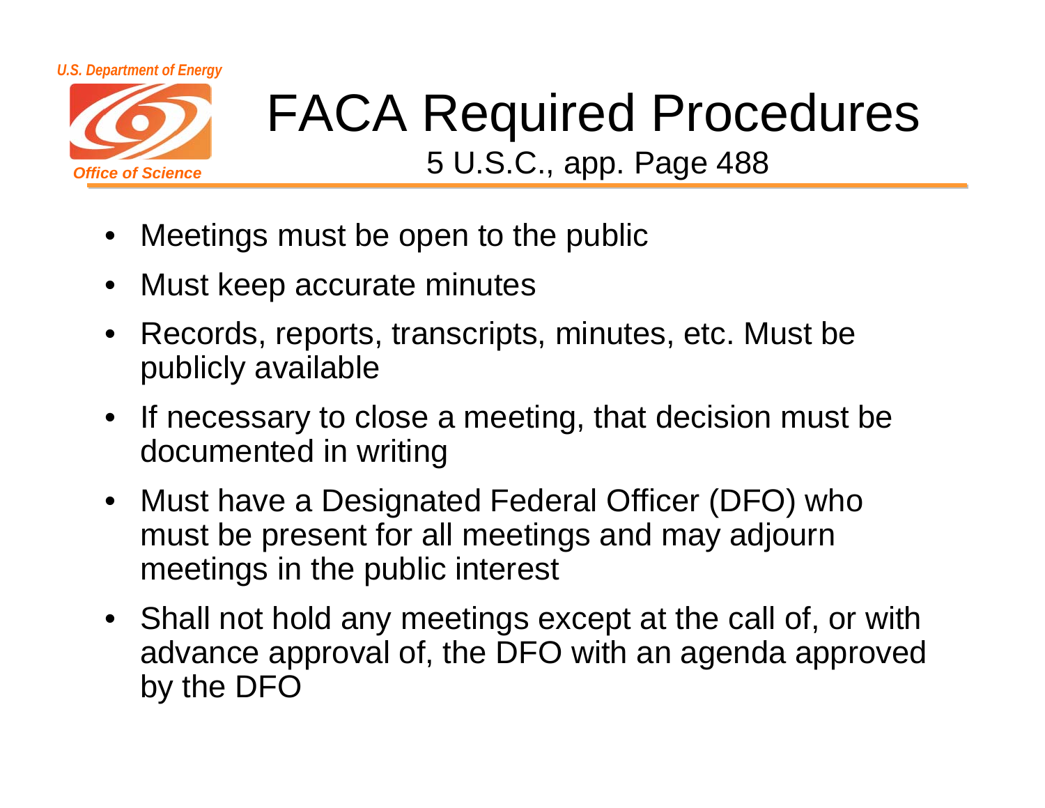# FACA Required Procedures

## 5 U.S.C., app. Page 488

- Meetings must be open to the public
- Must keep accurate minutes
- Records, reports, transcripts, minutes, etc. Must be publicly available
- If necessary to close a meeting, that decision must be documented in writing
- Must have a Designated Federal Officer (DFO) who must be present for all meetings and may adjourn meetings in the public interest
- Shall not hold any meetings except at the call of, or with advance approval of, the DFO with an agenda approved by the DFO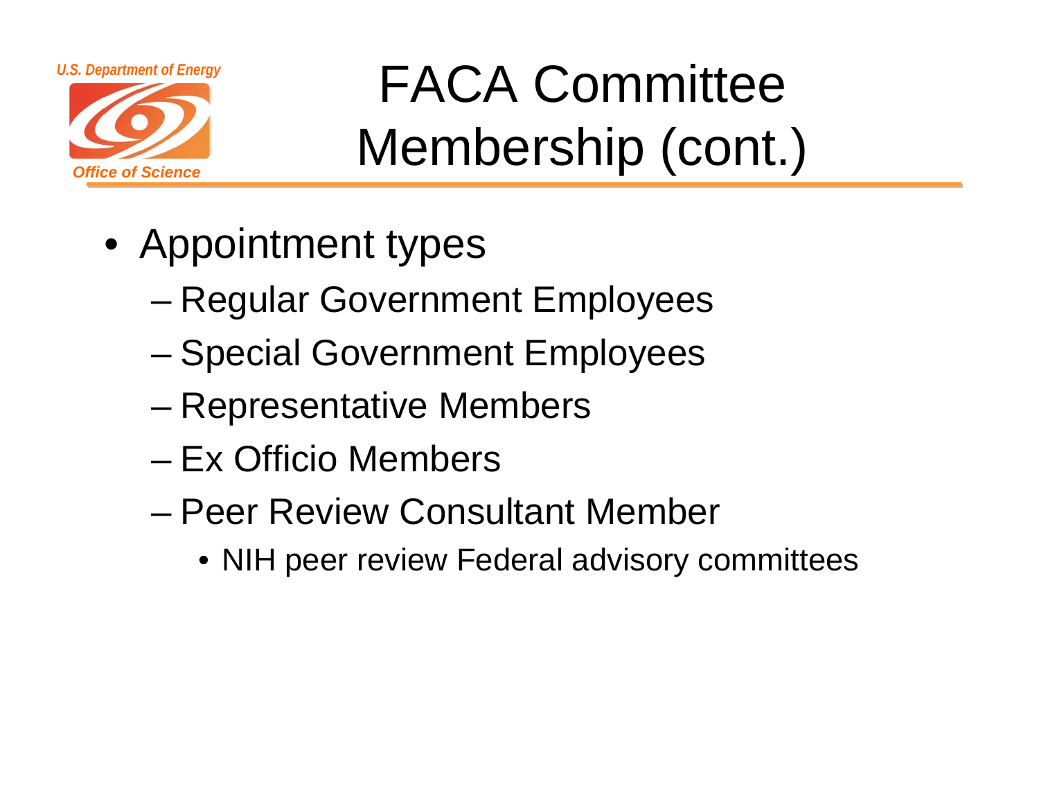# FACA Committee Membership (cont.)

- Appointment types
  - Regular Government Employees
  - Special Government Employees
  - Representative Members
  - Ex Officio Members
  - Peer Review Consultant Member
    - NIH peer review Federal advisory committees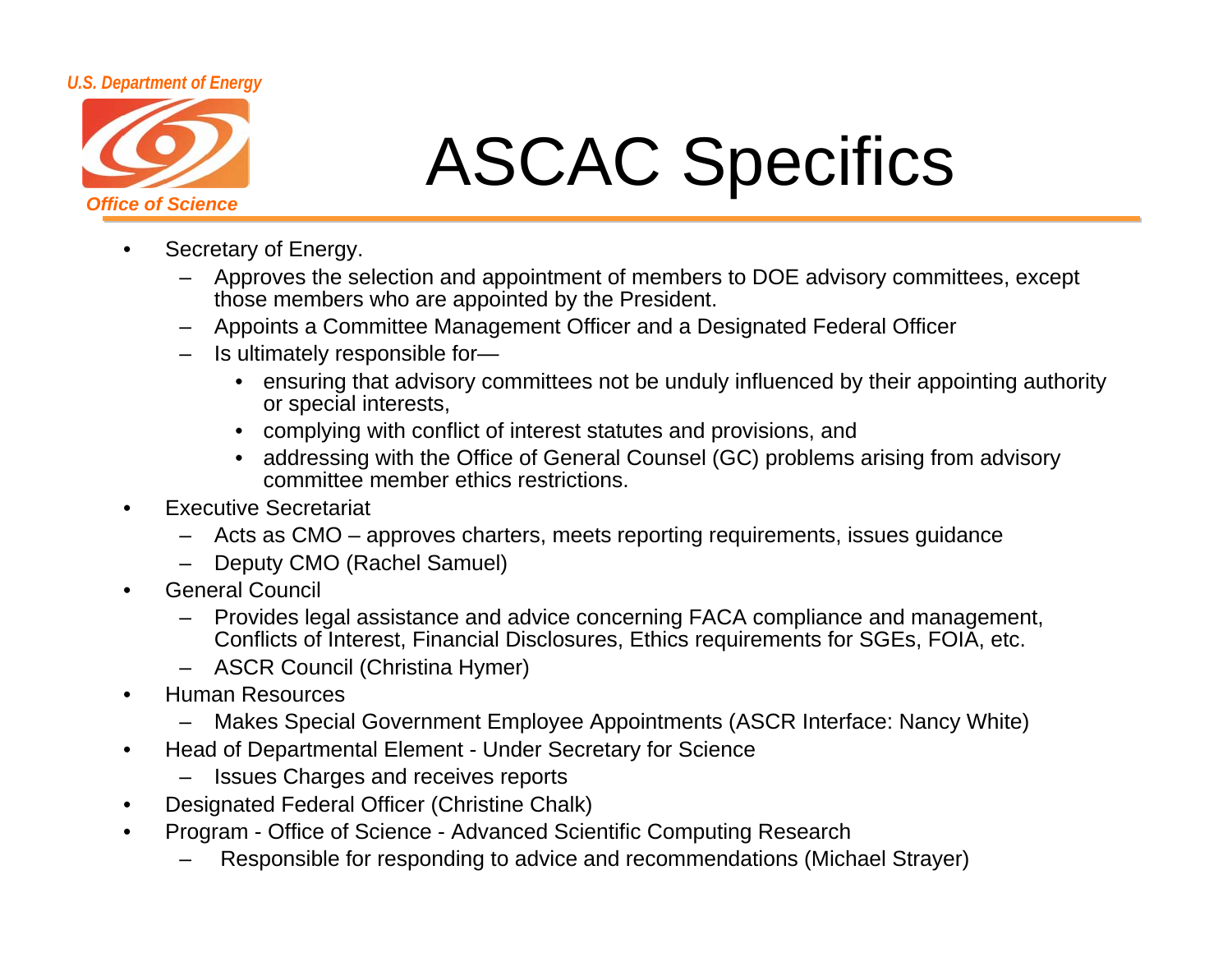U.S. Department of Energy

Office of Science

# ASCAC Specifics

- Secretary of Energy.
  - Approves the selection and appointment of members to DOE advisory committees, except those members who are appointed by the President.
  - Appoints a Committee Management Officer and a Designated Federal Officer
  - Is ultimately responsible for—
    - ensuring that advisory committees not be unduly influenced by their appointing authority or special interests,
    - complying with conflict of interest statutes and provisions, and
    - addressing with the Office of General Counsel (GC) problems arising from advisory committee member ethics restrictions.
- Executive Secretariat
  - Acts as CMO – approves charters, meets reporting requirements, issues guidance
  - Deputy CMO (Rachel Samuel)
- General Council
  - Provides legal assistance and advice concerning FACA compliance and management, Conflicts of Interest, Financial Disclosures, Ethics requirements for SGEs, FOIA, etc.
  - ASCR Council (Christina Hymer)
- Human Resources
  - Makes Special Government Employee Appointments (ASCR Interface: Nancy White)
- Head of Departmental Element - Under Secretary for Science
  - Issues Charges and receives reports
- Designated Federal Officer (Christine Chalk)
- Program - Office of Science - Advanced Scientific Computing Research
  - Responsible for responding to advice and recommendations (Michael Strayer)